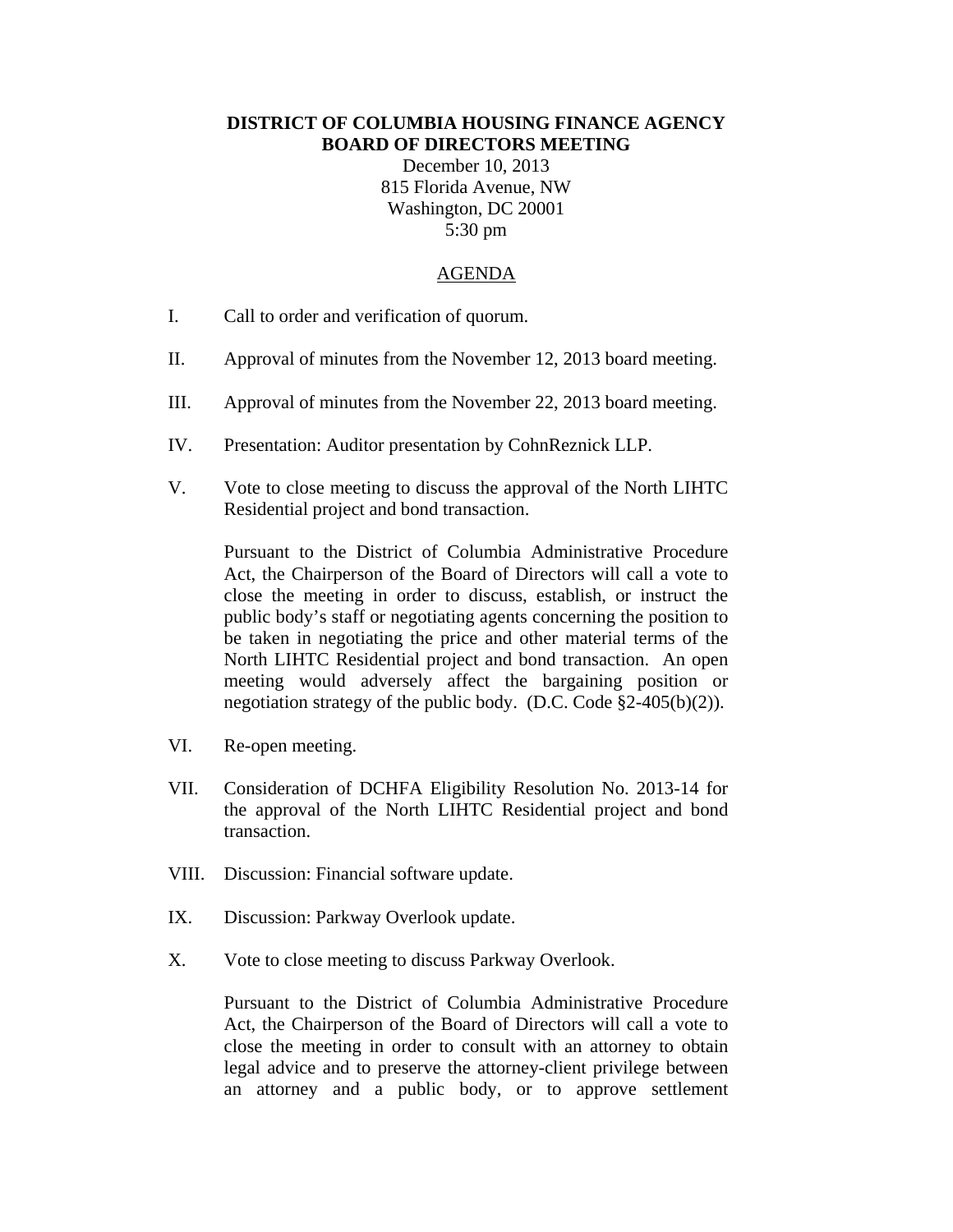**DISTRICT OF COLUMBIA HOUSING FINANCE AGENCY**
**BOARD OF DIRECTORS MEETING**

December 10, 2013
815 Florida Avenue, NW
Washington, DC 20001
5:30 pm

AGENDA

I. Call to order and verification of quorum.

II. Approval of minutes from the November 12, 2013 board meeting.

III. Approval of minutes from the November 22, 2013 board meeting.

IV. Presentation: Auditor presentation by CohnReznick LLP.

V. Vote to close meeting to discuss the approval of the North LIHTC Residential project and bond transaction.

   Pursuant to the District of Columbia Administrative Procedure Act, the Chairperson of the Board of Directors will call a vote to close the meeting in order to discuss, establish, or instruct the public body's staff or negotiating agents concerning the position to be taken in negotiating the price and other material terms of the North LIHTC Residential project and bond transaction. An open meeting would adversely affect the bargaining position or negotiation strategy of the public body. (D.C. Code §2-405(b)(2)).

VI. Re-open meeting.

VII. Consideration of DCHFA Eligibility Resolution No. 2013-14 for the approval of the North LIHTC Residential project and bond transaction.

VIII. Discussion: Financial software update.

IX. Discussion: Parkway Overlook update.

X. Vote to close meeting to discuss Parkway Overlook.

   Pursuant to the District of Columbia Administrative Procedure Act, the Chairperson of the Board of Directors will call a vote to close the meeting in order to consult with an attorney to obtain legal advice and to preserve the attorney-client privilege between an attorney and a public body, or to approve settlement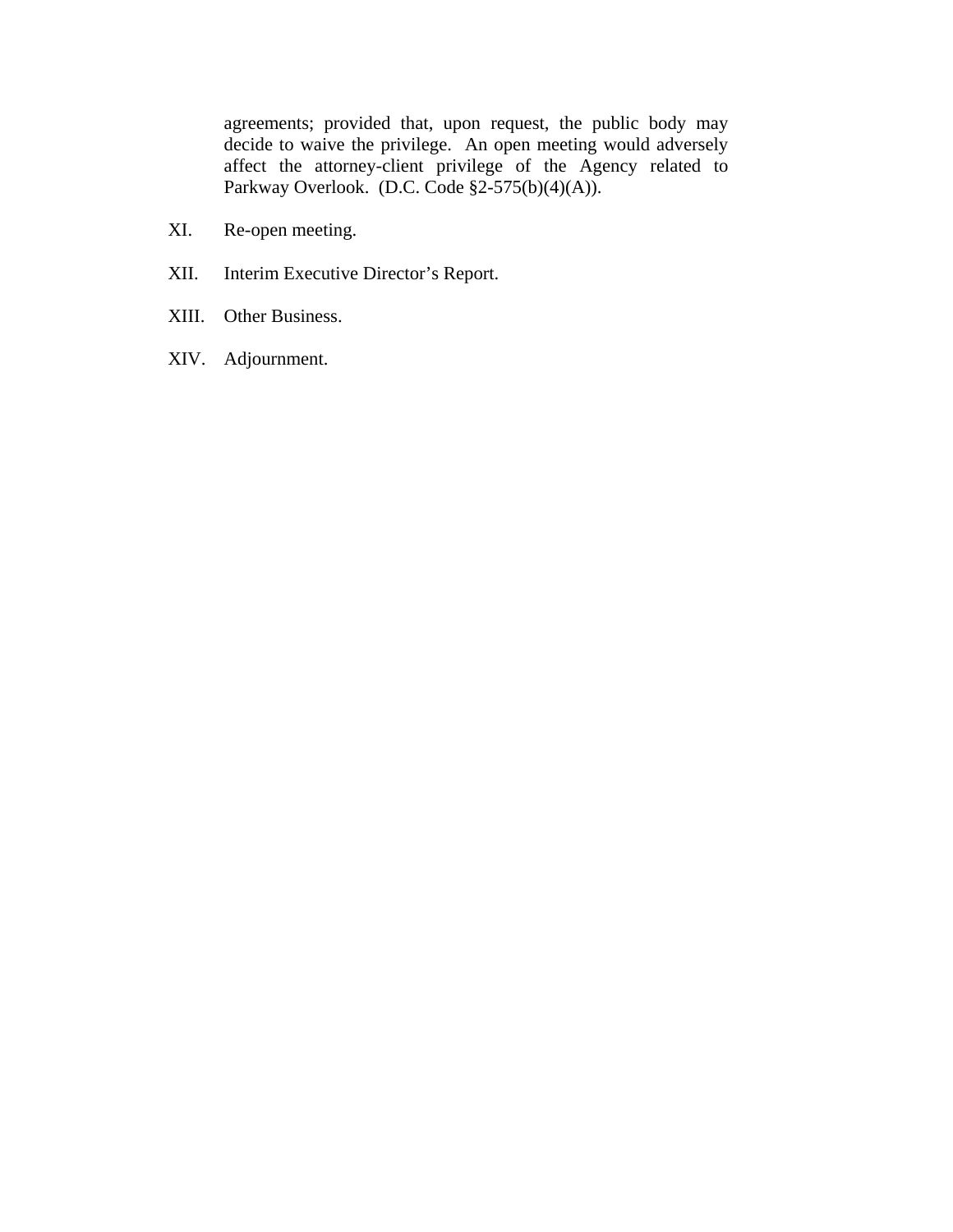agreements; provided that, upon request, the public body may decide to waive the privilege. An open meeting would adversely affect the attorney-client privilege of the Agency related to Parkway Overlook. (D.C. Code §2-575(b)(4)(A)).

XI. Re-open meeting.

XII. Interim Executive Director's Report.

XIII. Other Business.

XIV. Adjournment.